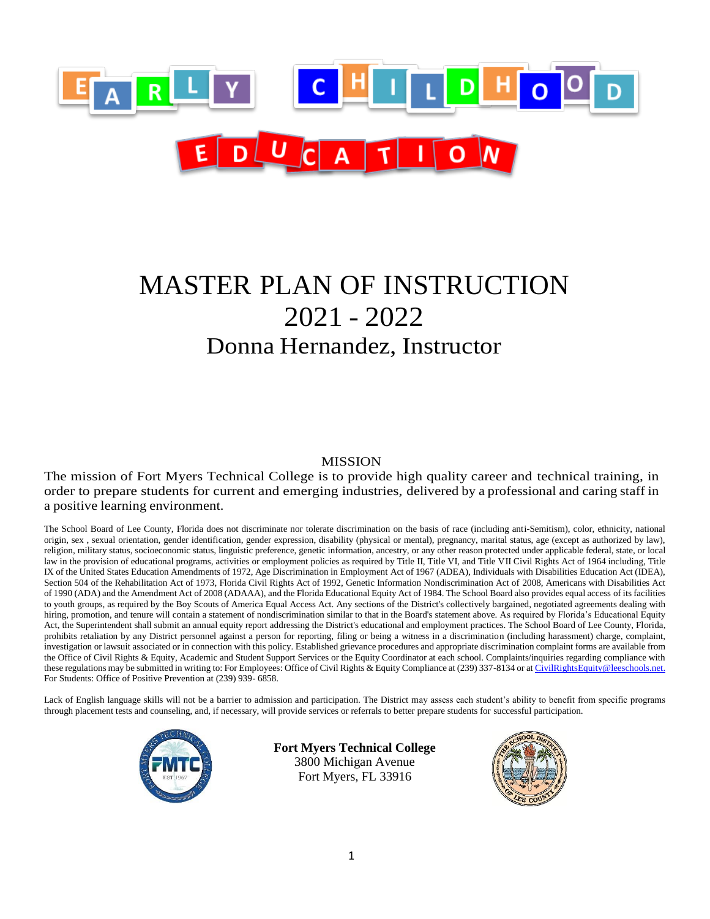# EARLY CHILDHOOD EDUCATION

# MASTER PLAN OF INSTRUCTION
# 2021 - 2022
## Donna Hernandez, Instructor

MISSION

The mission of Fort Myers Technical College is to provide high quality career and technical training, in order to prepare students for current and emerging industries, delivered by a professional and caring staff in a positive learning environment.

The School Board of Lee County, Florida does not discriminate nor tolerate discrimination on the basis of race (including anti-Semitism), color, ethnicity, national origin, sex , sexual orientation, gender identification, gender expression, disability (physical or mental), pregnancy, marital status, age (except as authorized by law), religion, military status, socioeconomic status, linguistic preference, genetic information, ancestry, or any other reason protected under applicable federal, state, or local law in the provision of educational programs, activities or employment policies as required by Title II, Title VI, and Title VII Civil Rights Act of 1964 including, Title IX of the United States Education Amendments of 1972, Age Discrimination in Employment Act of 1967 (ADEA), Individuals with Disabilities Education Act (IDEA), Section 504 of the Rehabilitation Act of 1973, Florida Civil Rights Act of 1992, Genetic Information Nondiscrimination Act of 2008, Americans with Disabilities Act of 1990 (ADA) and the Amendment Act of 2008 (ADAAA), and the Florida Educational Equity Act of 1984. The School Board also provides equal access of its facilities to youth groups, as required by the Boy Scouts of America Equal Access Act. Any sections of the District's collectively bargained, negotiated agreements dealing with hiring, promotion, and tenure will contain a statement of nondiscrimination similar to that in the Board's statement above. As required by Florida's Educational Equity Act, the Superintendent shall submit an annual equity report addressing the District's educational and employment practices. The School Board of Lee County, Florida, prohibits retaliation by any District personnel against a person for reporting, filing or being a witness in a discrimination (including harassment) charge, complaint, investigation or lawsuit associated or in connection with this policy. Established grievance procedures and appropriate discrimination complaint forms are available from the Office of Civil Rights & Equity, Academic and Student Support Services or the Equity Coordinator at each school. Complaints/inquiries regarding compliance with these regulations may be submitted in writing to: For Employees: Office of Civil Rights & Equity Compliance at (239) 337-8134 or at CivilRightsEquity@leeschools.net. For Students: Office of Positive Prevention at (239) 939- 6858.

Lack of English language skills will not be a barrier to admission and participation. The District may assess each student's ability to benefit from specific programs through placement tests and counseling, and, if necessary, will provide services or referrals to better prepare students for successful participation.

**Fort Myers Technical College**
3800 Michigan Avenue
Fort Myers, FL 33916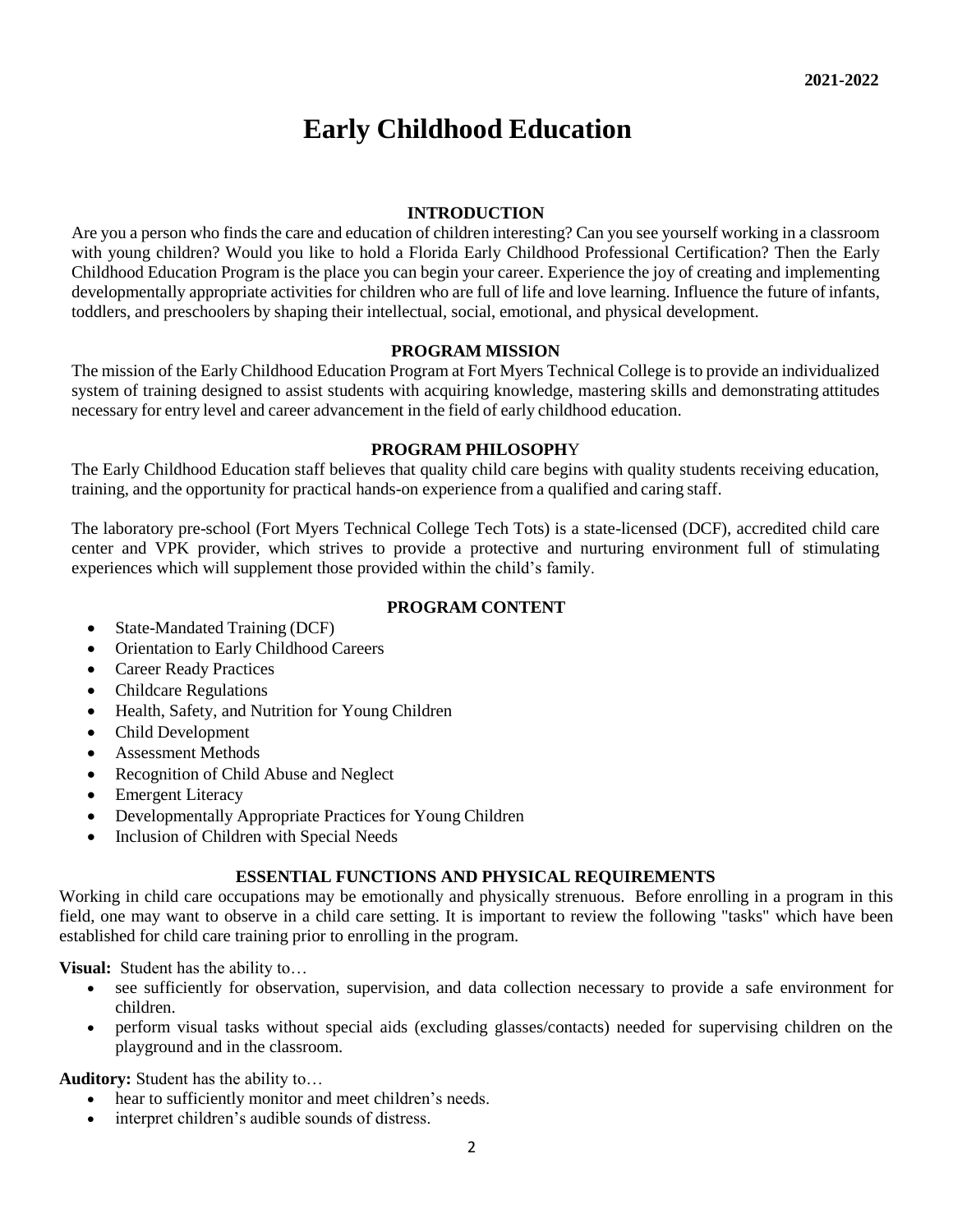2021-2022

# Early Childhood Education

## INTRODUCTION

Are you a person who finds the care and education of children interesting? Can you see yourself working in a classroom with young children? Would you like to hold a Florida Early Childhood Professional Certification? Then the Early Childhood Education Program is the place you can begin your career. Experience the joy of creating and implementing developmentally appropriate activities for children who are full of life and love learning. Influence the future of infants, toddlers, and preschoolers by shaping their intellectual, social, emotional, and physical development.

## PROGRAM MISSION

The mission of the Early Childhood Education Program at Fort Myers Technical College is to provide an individualized system of training designed to assist students with acquiring knowledge, mastering skills and demonstrating attitudes necessary for entry level and career advancement in the field of early childhood education.

## PROGRAM PHILOSOPHY

The Early Childhood Education staff believes that quality child care begins with quality students receiving education, training, and the opportunity for practical hands-on experience from a qualified and caring staff.

The laboratory pre-school (Fort Myers Technical College Tech Tots) is a state-licensed (DCF), accredited child care center and VPK provider, which strives to provide a protective and nurturing environment full of stimulating experiences which will supplement those provided within the child's family.

## PROGRAM CONTENT

- State-Mandated Training (DCF)
- Orientation to Early Childhood Careers
- Career Ready Practices
- Childcare Regulations
- Health, Safety, and Nutrition for Young Children
- Child Development
- Assessment Methods
- Recognition of Child Abuse and Neglect
- Emergent Literacy
- Developmentally Appropriate Practices for Young Children
- Inclusion of Children with Special Needs

## ESSENTIAL FUNCTIONS AND PHYSICAL REQUIREMENTS

Working in child care occupations may be emotionally and physically strenuous. Before enrolling in a program in this field, one may want to observe in a child care setting. It is important to review the following "tasks" which have been established for child care training prior to enrolling in the program.

**Visual:** Student has the ability to…

- see sufficiently for observation, supervision, and data collection necessary to provide a safe environment for children.
- perform visual tasks without special aids (excluding glasses/contacts) needed for supervising children on the playground and in the classroom.

**Auditory:** Student has the ability to…

- hear to sufficiently monitor and meet children's needs.
- interpret children's audible sounds of distress.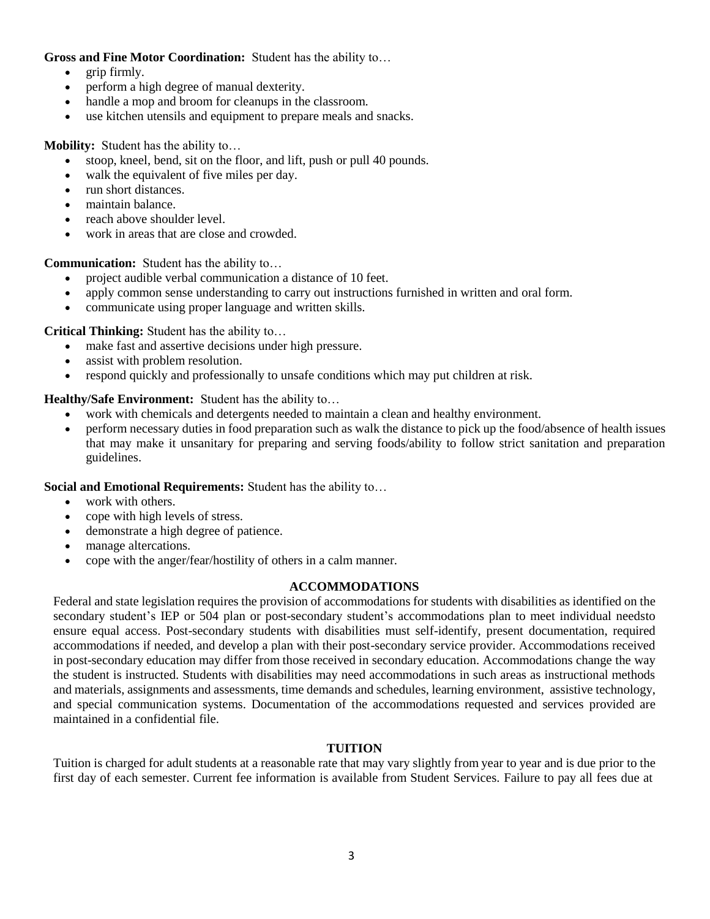**Gross and Fine Motor Coordination:** Student has the ability to…

- grip firmly.
- perform a high degree of manual dexterity.
- handle a mop and broom for cleanups in the classroom.
- use kitchen utensils and equipment to prepare meals and snacks.

**Mobility:** Student has the ability to…

- stoop, kneel, bend, sit on the floor, and lift, push or pull 40 pounds.
- walk the equivalent of five miles per day.
- run short distances.
- maintain balance.
- reach above shoulder level.
- work in areas that are close and crowded.

**Communication:** Student has the ability to…

- project audible verbal communication a distance of 10 feet.
- apply common sense understanding to carry out instructions furnished in written and oral form.
- communicate using proper language and written skills.

**Critical Thinking:** Student has the ability to…

- make fast and assertive decisions under high pressure.
- assist with problem resolution.
- respond quickly and professionally to unsafe conditions which may put children at risk.

**Healthy/Safe Environment:** Student has the ability to…

- work with chemicals and detergents needed to maintain a clean and healthy environment.
- perform necessary duties in food preparation such as walk the distance to pick up the food/absence of health issues that may make it unsanitary for preparing and serving foods/ability to follow strict sanitation and preparation guidelines.

**Social and Emotional Requirements:** Student has the ability to…

- work with others.
- cope with high levels of stress.
- demonstrate a high degree of patience.
- manage altercations.
- cope with the anger/fear/hostility of others in a calm manner.

## ACCOMMODATIONS

Federal and state legislation requires the provision of accommodations for students with disabilities as identified on the secondary student's IEP or 504 plan or post-secondary student's accommodations plan to meet individual needsto ensure equal access. Post-secondary students with disabilities must self-identify, present documentation, required accommodations if needed, and develop a plan with their post-secondary service provider. Accommodations received in post-secondary education may differ from those received in secondary education. Accommodations change the way the student is instructed. Students with disabilities may need accommodations in such areas as instructional methods and materials, assignments and assessments, time demands and schedules, learning environment, assistive technology, and special communication systems. Documentation of the accommodations requested and services provided are maintained in a confidential file.

## TUITION

Tuition is charged for adult students at a reasonable rate that may vary slightly from year to year and is due prior to the first day of each semester. Current fee information is available from Student Services. Failure to pay all fees due at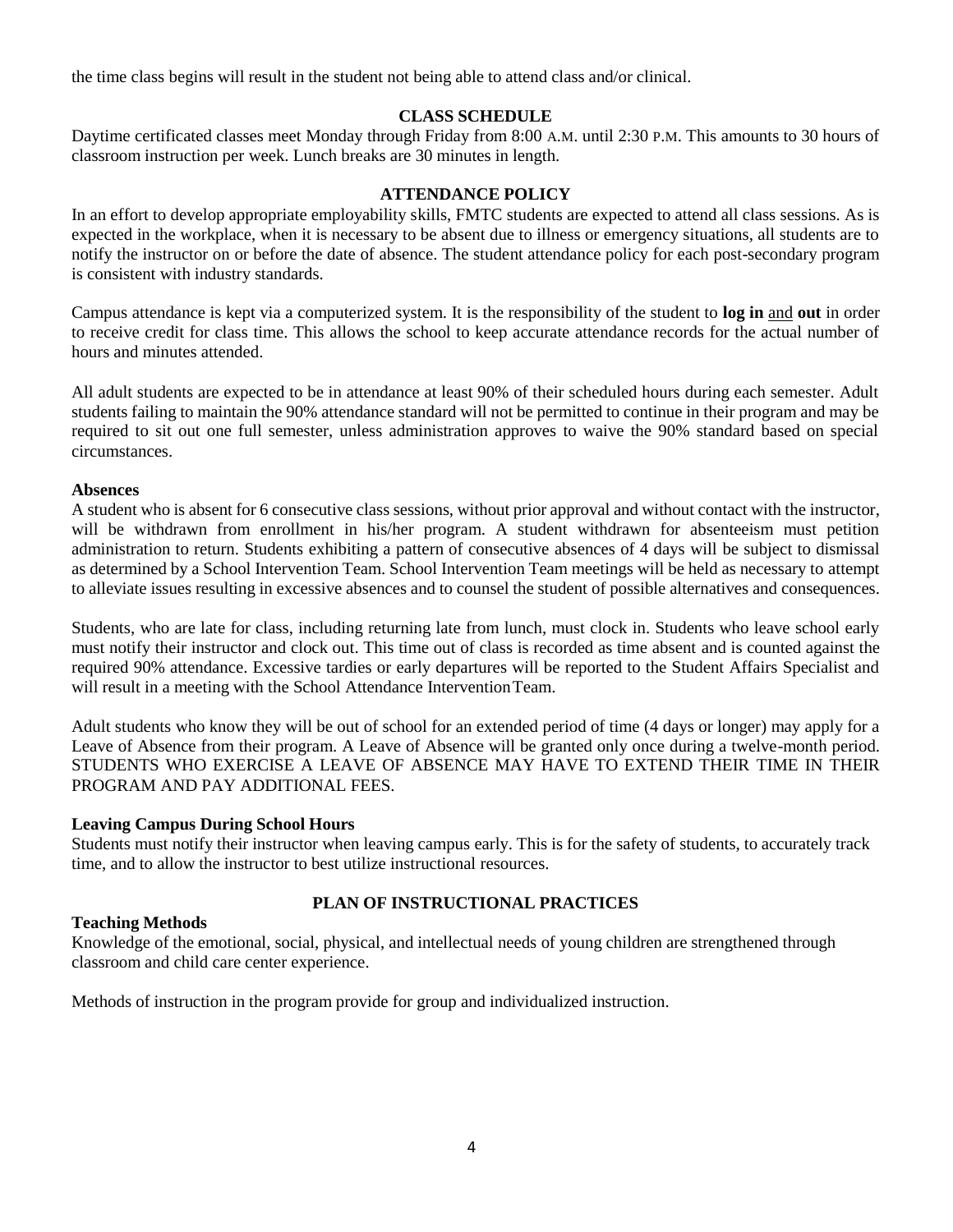the time class begins will result in the student not being able to attend class and/or clinical.

## CLASS SCHEDULE

Daytime certificated classes meet Monday through Friday from 8:00 A.M. until 2:30 P.M. This amounts to 30 hours of classroom instruction per week. Lunch breaks are 30 minutes in length.

## ATTENDANCE POLICY

In an effort to develop appropriate employability skills, FMTC students are expected to attend all class sessions. As is expected in the workplace, when it is necessary to be absent due to illness or emergency situations, all students are to notify the instructor on or before the date of absence. The student attendance policy for each post-secondary program is consistent with industry standards.

Campus attendance is kept via a computerized system. It is the responsibility of the student to **log in** <u>and</u> **out** in order to receive credit for class time. This allows the school to keep accurate attendance records for the actual number of hours and minutes attended.

All adult students are expected to be in attendance at least 90% of their scheduled hours during each semester. Adult students failing to maintain the 90% attendance standard will not be permitted to continue in their program and may be required to sit out one full semester, unless administration approves to waive the 90% standard based on special circumstances.

### Absences

A student who is absent for 6 consecutive class sessions, without prior approval and without contact with the instructor, will be withdrawn from enrollment in his/her program. A student withdrawn for absenteeism must petition administration to return. Students exhibiting a pattern of consecutive absences of 4 days will be subject to dismissal as determined by a School Intervention Team. School Intervention Team meetings will be held as necessary to attempt to alleviate issues resulting in excessive absences and to counsel the student of possible alternatives and consequences.

Students, who are late for class, including returning late from lunch, must clock in. Students who leave school early must notify their instructor and clock out. This time out of class is recorded as time absent and is counted against the required 90% attendance. Excessive tardies or early departures will be reported to the Student Affairs Specialist and will result in a meeting with the School Attendance Intervention Team.

Adult students who know they will be out of school for an extended period of time (4 days or longer) may apply for a Leave of Absence from their program. A Leave of Absence will be granted only once during a twelve-month period. STUDENTS WHO EXERCISE A LEAVE OF ABSENCE MAY HAVE TO EXTEND THEIR TIME IN THEIR PROGRAM AND PAY ADDITIONAL FEES.

### Leaving Campus During School Hours

Students must notify their instructor when leaving campus early. This is for the safety of students, to accurately track time, and to allow the instructor to best utilize instructional resources.

## PLAN OF INSTRUCTIONAL PRACTICES

### Teaching Methods

Knowledge of the emotional, social, physical, and intellectual needs of young children are strengthened through classroom and child care center experience.

Methods of instruction in the program provide for group and individualized instruction.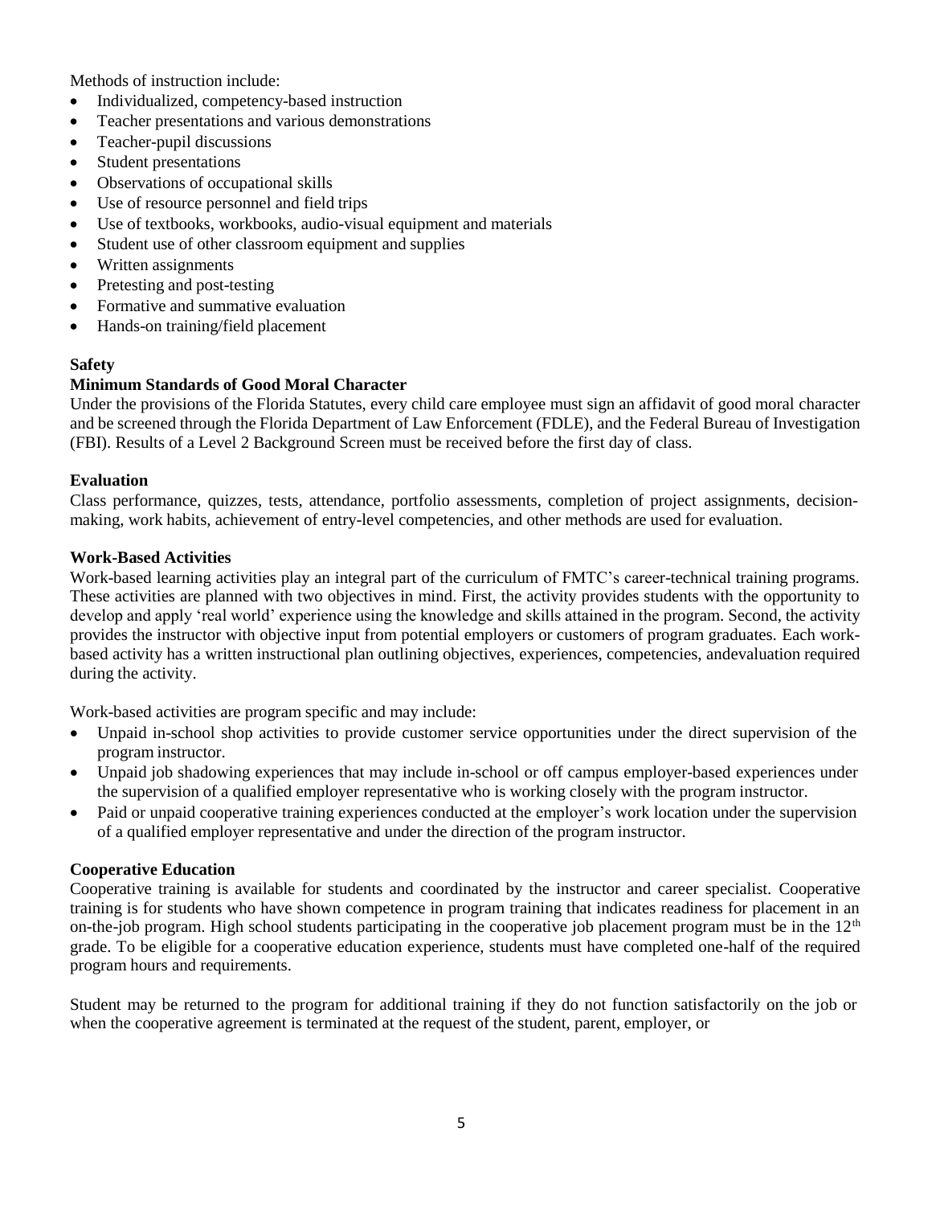Methods of instruction include:

- Individualized, competency-based instruction
- Teacher presentations and various demonstrations
- Teacher-pupil discussions
- Student presentations
- Observations of occupational skills
- Use of resource personnel and field trips
- Use of textbooks, workbooks, audio-visual equipment and materials
- Student use of other classroom equipment and supplies
- Written assignments
- Pretesting and post-testing
- Formative and summative evaluation
- Hands-on training/field placement

**Safety**

**Minimum Standards of Good Moral Character**

Under the provisions of the Florida Statutes, every child care employee must sign an affidavit of good moral character and be screened through the Florida Department of Law Enforcement (FDLE), and the Federal Bureau of Investigation (FBI). Results of a Level 2 Background Screen must be received before the first day of class.

**Evaluation**

Class performance, quizzes, tests, attendance, portfolio assessments, completion of project assignments, decision-making, work habits, achievement of entry-level competencies, and other methods are used for evaluation.

**Work-Based Activities**

Work-based learning activities play an integral part of the curriculum of FMTC's career-technical training programs. These activities are planned with two objectives in mind. First, the activity provides students with the opportunity to develop and apply 'real world' experience using the knowledge and skills attained in the program. Second, the activity provides the instructor with objective input from potential employers or customers of program graduates. Each work-based activity has a written instructional plan outlining objectives, experiences, competencies, andevaluation required during the activity.

Work-based activities are program specific and may include:

- Unpaid in-school shop activities to provide customer service opportunities under the direct supervision of the program instructor.
- Unpaid job shadowing experiences that may include in-school or off campus employer-based experiences under the supervision of a qualified employer representative who is working closely with the program instructor.
- Paid or unpaid cooperative training experiences conducted at the employer's work location under the supervision of a qualified employer representative and under the direction of the program instructor.

**Cooperative Education**

Cooperative training is available for students and coordinated by the instructor and career specialist. Cooperative training is for students who have shown competence in program training that indicates readiness for placement in an on-the-job program. High school students participating in the cooperative job placement program must be in the 12th grade. To be eligible for a cooperative education experience, students must have completed one-half of the required program hours and requirements.

Student may be returned to the program for additional training if they do not function satisfactorily on the job or when the cooperative agreement is terminated at the request of the student, parent, employer, or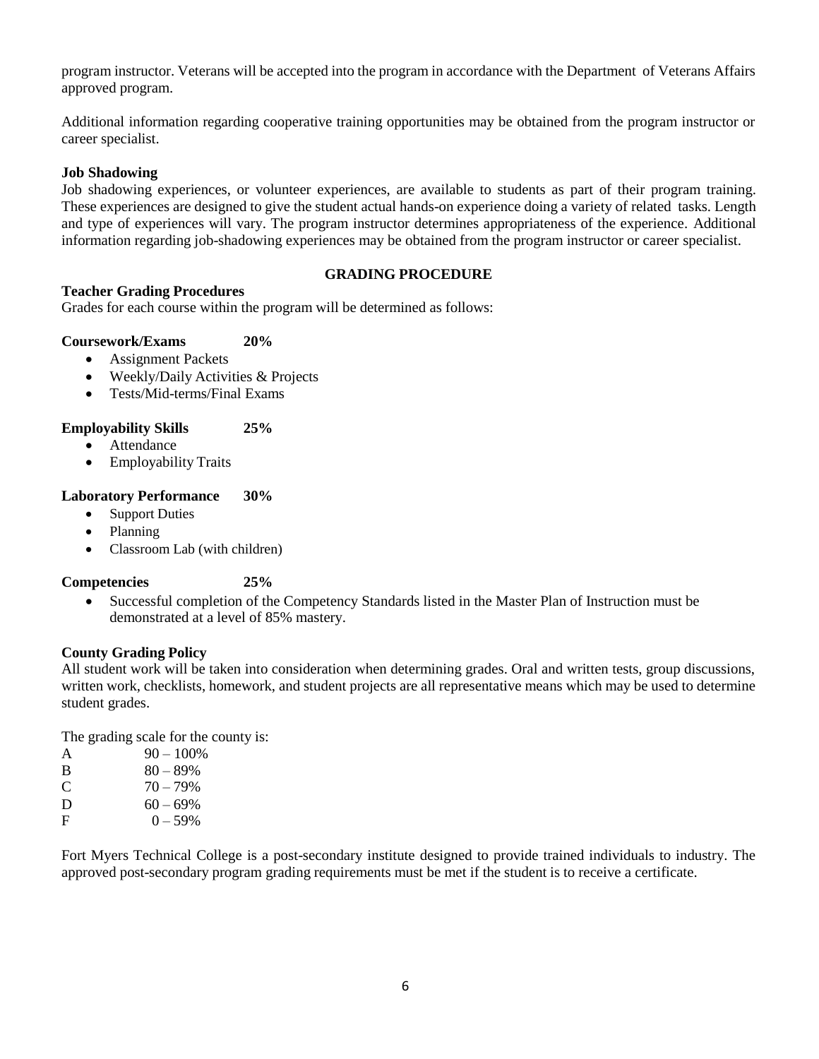program instructor. Veterans will be accepted into the program in accordance with the Department of Veterans Affairs approved program.

Additional information regarding cooperative training opportunities may be obtained from the program instructor or career specialist.

**Job Shadowing**
Job shadowing experiences, or volunteer experiences, are available to students as part of their program training. These experiences are designed to give the student actual hands-on experience doing a variety of related tasks. Length and type of experiences will vary. The program instructor determines appropriateness of the experience. Additional information regarding job-shadowing experiences may be obtained from the program instructor or career specialist.

## GRADING PROCEDURE

**Teacher Grading Procedures**
Grades for each course within the program will be determined as follows:

**Coursework/Exams 20%**

- Assignment Packets
- Weekly/Daily Activities & Projects
- Tests/Mid-terms/Final Exams

**Employability Skills 25%**

- Attendance
- Employability Traits

**Laboratory Performance 30%**

- Support Duties
- Planning
- Classroom Lab (with children)

**Competencies 25%**

- Successful completion of the Competency Standards listed in the Master Plan of Instruction must be demonstrated at a level of 85% mastery.

**County Grading Policy**
All student work will be taken into consideration when determining grades. Oral and written tests, group discussions, written work, checklists, homework, and student projects are all representative means which may be used to determine student grades.

The grading scale for the county is:

| | |
|---|---|
| A | 90 – 100% |
| B | 80 – 89% |
| C | 70 – 79% |
| D | 60 – 69% |
| F | 0 – 59% |

Fort Myers Technical College is a post-secondary institute designed to provide trained individuals to industry. The approved post-secondary program grading requirements must be met if the student is to receive a certificate.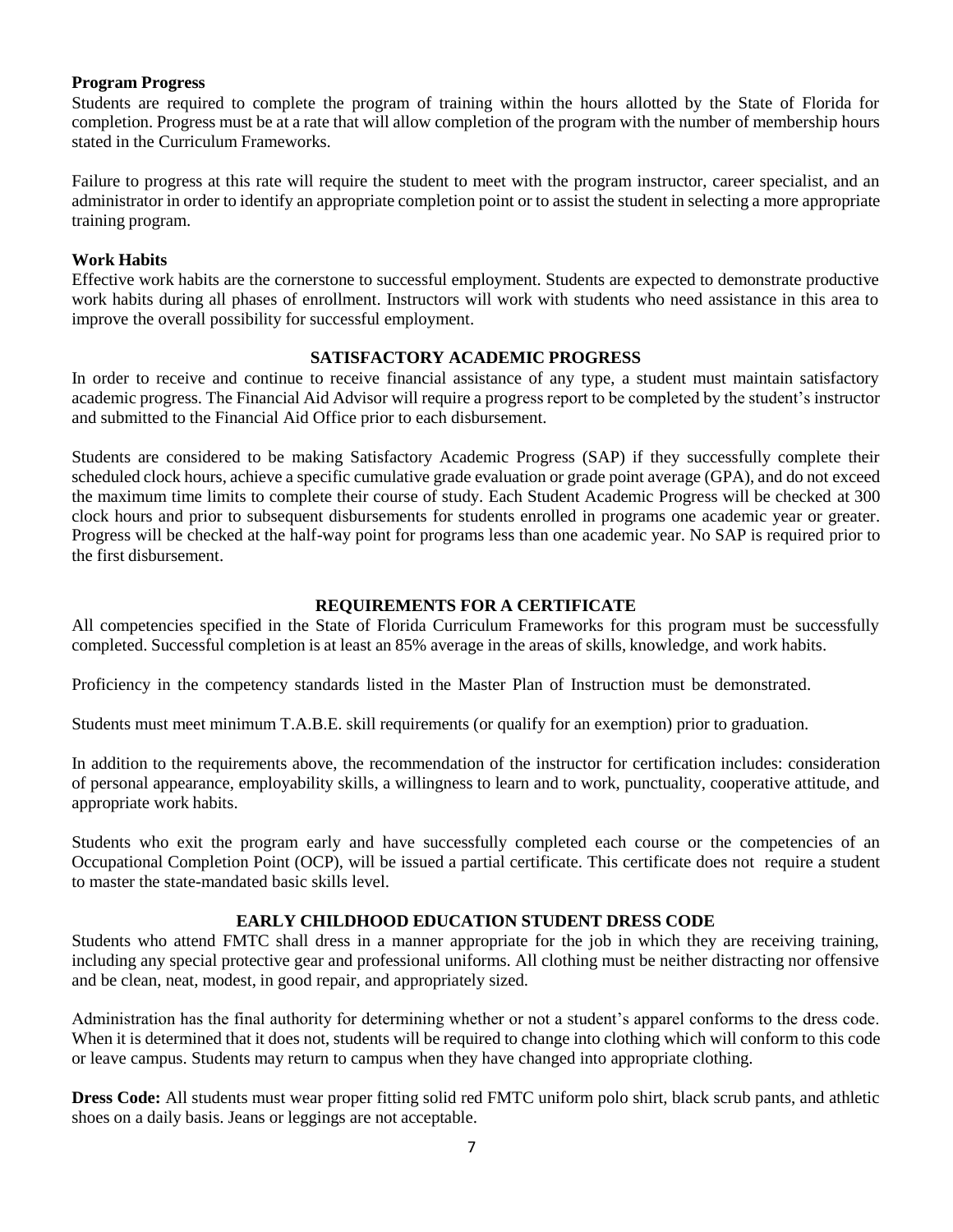**Program Progress**

Students are required to complete the program of training within the hours allotted by the State of Florida for completion. Progress must be at a rate that will allow completion of the program with the number of membership hours stated in the Curriculum Frameworks.

Failure to progress at this rate will require the student to meet with the program instructor, career specialist, and an administrator in order to identify an appropriate completion point or to assist the student in selecting a more appropriate training program.

**Work Habits**

Effective work habits are the cornerstone to successful employment. Students are expected to demonstrate productive work habits during all phases of enrollment. Instructors will work with students who need assistance in this area to improve the overall possibility for successful employment.

## SATISFACTORY ACADEMIC PROGRESS

In order to receive and continue to receive financial assistance of any type, a student must maintain satisfactory academic progress. The Financial Aid Advisor will require a progress report to be completed by the student's instructor and submitted to the Financial Aid Office prior to each disbursement.

Students are considered to be making Satisfactory Academic Progress (SAP) if they successfully complete their scheduled clock hours, achieve a specific cumulative grade evaluation or grade point average (GPA), and do not exceed the maximum time limits to complete their course of study. Each Student Academic Progress will be checked at 300 clock hours and prior to subsequent disbursements for students enrolled in programs one academic year or greater. Progress will be checked at the half-way point for programs less than one academic year. No SAP is required prior to the first disbursement.

## REQUIREMENTS FOR A CERTIFICATE

All competencies specified in the State of Florida Curriculum Frameworks for this program must be successfully completed. Successful completion is at least an 85% average in the areas of skills, knowledge, and work habits.

Proficiency in the competency standards listed in the Master Plan of Instruction must be demonstrated.

Students must meet minimum T.A.B.E. skill requirements (or qualify for an exemption) prior to graduation.

In addition to the requirements above, the recommendation of the instructor for certification includes: consideration of personal appearance, employability skills, a willingness to learn and to work, punctuality, cooperative attitude, and appropriate work habits.

Students who exit the program early and have successfully completed each course or the competencies of an Occupational Completion Point (OCP), will be issued a partial certificate. This certificate does not require a student to master the state-mandated basic skills level.

## EARLY CHILDHOOD EDUCATION STUDENT DRESS CODE

Students who attend FMTC shall dress in a manner appropriate for the job in which they are receiving training, including any special protective gear and professional uniforms. All clothing must be neither distracting nor offensive and be clean, neat, modest, in good repair, and appropriately sized.

Administration has the final authority for determining whether or not a student's apparel conforms to the dress code. When it is determined that it does not, students will be required to change into clothing which will conform to this code or leave campus. Students may return to campus when they have changed into appropriate clothing.

**Dress Code:** All students must wear proper fitting solid red FMTC uniform polo shirt, black scrub pants, and athletic shoes on a daily basis. Jeans or leggings are not acceptable.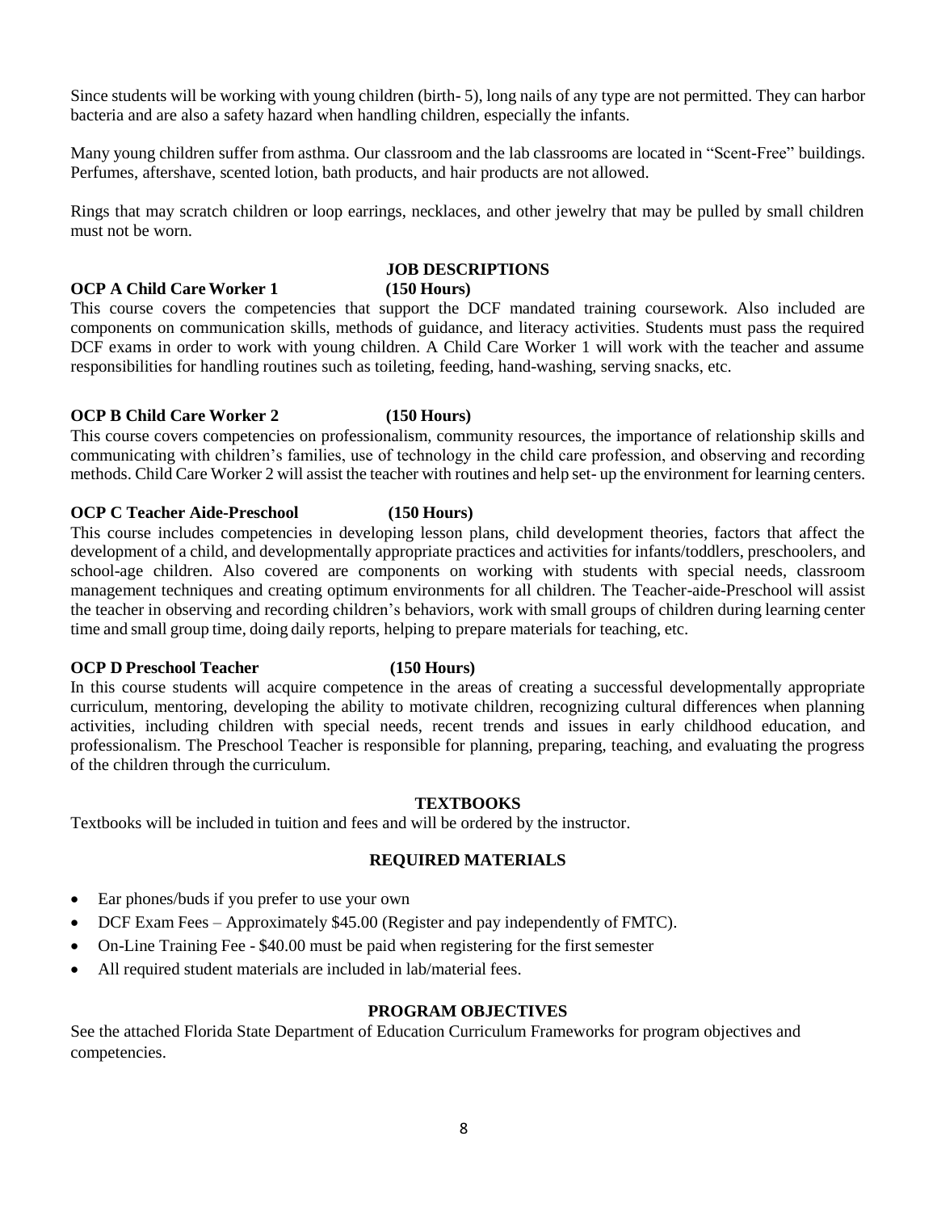Since students will be working with young children (birth- 5), long nails of any type are not permitted. They can harbor bacteria and are also a safety hazard when handling children, especially the infants.

Many young children suffer from asthma. Our classroom and the lab classrooms are located in "Scent-Free" buildings. Perfumes, aftershave, scented lotion, bath products, and hair products are not allowed.

Rings that may scratch children or loop earrings, necklaces, and other jewelry that may be pulled by small children must not be worn.

## JOB DESCRIPTIONS

**OCP A Child Care Worker 1 (150 Hours)**

This course covers the competencies that support the DCF mandated training coursework. Also included are components on communication skills, methods of guidance, and literacy activities. Students must pass the required DCF exams in order to work with young children. A Child Care Worker 1 will work with the teacher and assume responsibilities for handling routines such as toileting, feeding, hand-washing, serving snacks, etc.

**OCP B Child Care Worker 2 (150 Hours)**

This course covers competencies on professionalism, community resources, the importance of relationship skills and communicating with children's families, use of technology in the child care profession, and observing and recording methods. Child Care Worker 2 will assist the teacher with routines and help set- up the environment for learning centers.

**OCP C Teacher Aide-Preschool (150 Hours)**

This course includes competencies in developing lesson plans, child development theories, factors that affect the development of a child, and developmentally appropriate practices and activities for infants/toddlers, preschoolers, and school-age children. Also covered are components on working with students with special needs, classroom management techniques and creating optimum environments for all children. The Teacher-aide-Preschool will assist the teacher in observing and recording children's behaviors, work with small groups of children during learning center time and small group time, doing daily reports, helping to prepare materials for teaching, etc.

**OCP D Preschool Teacher (150 Hours)**

In this course students will acquire competence in the areas of creating a successful developmentally appropriate curriculum, mentoring, developing the ability to motivate children, recognizing cultural differences when planning activities, including children with special needs, recent trends and issues in early childhood education, and professionalism. The Preschool Teacher is responsible for planning, preparing, teaching, and evaluating the progress of the children through the curriculum.

## TEXTBOOKS

Textbooks will be included in tuition and fees and will be ordered by the instructor.

## REQUIRED MATERIALS

- Ear phones/buds if you prefer to use your own
- DCF Exam Fees – Approximately $45.00 (Register and pay independently of FMTC).
- On-Line Training Fee - $40.00 must be paid when registering for the first semester
- All required student materials are included in lab/material fees.

## PROGRAM OBJECTIVES

See the attached Florida State Department of Education Curriculum Frameworks for program objectives and competencies.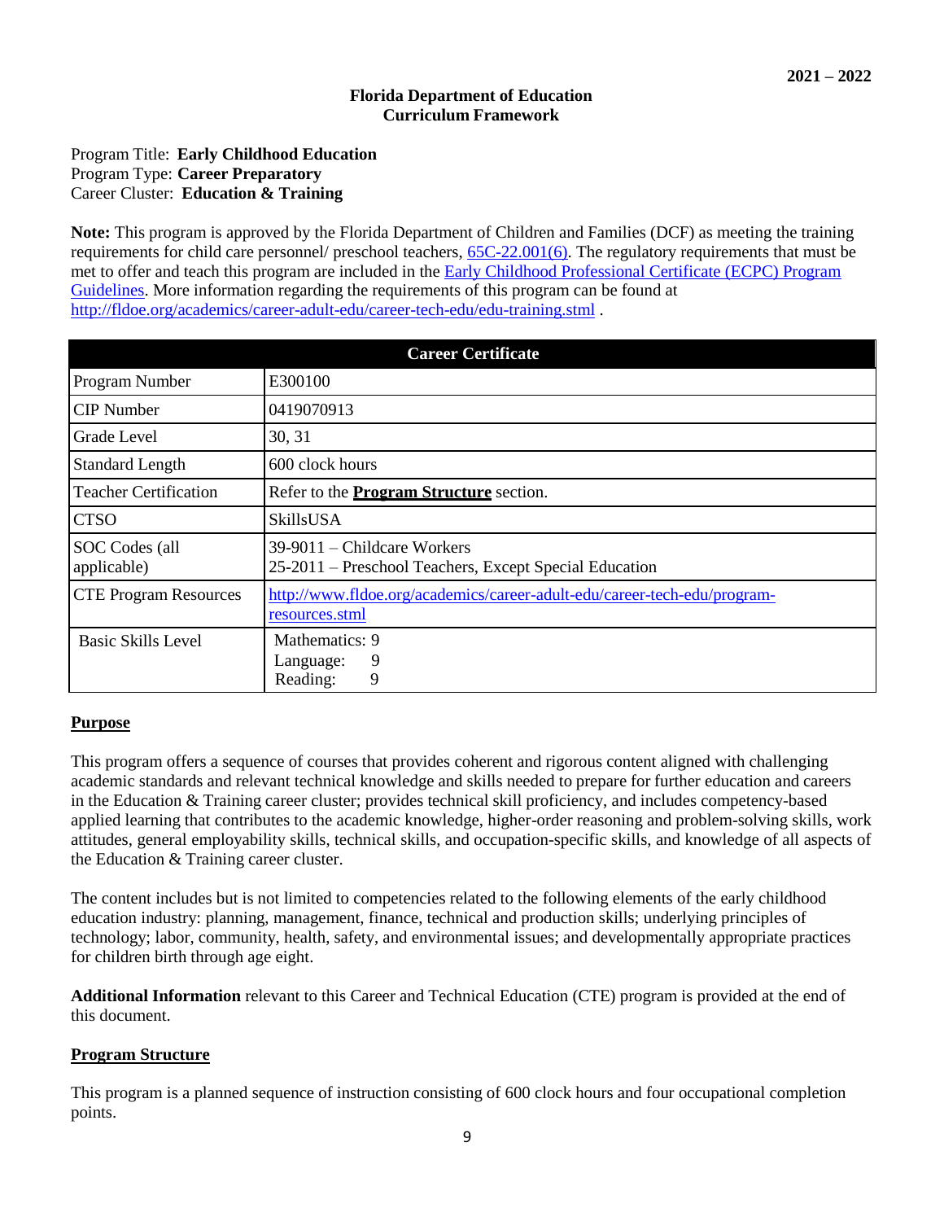**2021 – 2022**

**Florida Department of Education**
**Curriculum Framework**

Program Title: **Early Childhood Education**
Program Type: **Career Preparatory**
Career Cluster: **Education & Training**

**Note:** This program is approved by the Florida Department of Children and Families (DCF) as meeting the training requirements for child care personnel/ preschool teachers, [65C-22.001(6)](). The regulatory requirements that must be met to offer and teach this program are included in the [Early Childhood Professional Certificate (ECPC) Program Guidelines](). More information regarding the requirements of this program can be found at [http://fldoe.org/academics/career-adult-edu/career-tech-edu/edu-training.stml](http://fldoe.org/academics/career-adult-edu/career-tech-edu/edu-training.stml) .

| Career Certificate | |
|---|---|
| Program Number | E300100 |
| CIP Number | 0419070913 |
| Grade Level | 30, 31 |
| Standard Length | 600 clock hours |
| Teacher Certification | Refer to the **Program Structure** section. |
| CTSO | SkillsUSA |
| SOC Codes (all applicable) | 39-9011 – Childcare Workers<br>25-2011 – Preschool Teachers, Except Special Education |
| CTE Program Resources | [http://www.fldoe.org/academics/career-adult-edu/career-tech-edu/program-resources.stml](http://www.fldoe.org/academics/career-adult-edu/career-tech-edu/program-resources.stml) |
| Basic Skills Level | Mathematics: 9<br>Language: 9<br>Reading: 9 |

## Purpose

This program offers a sequence of courses that provides coherent and rigorous content aligned with challenging academic standards and relevant technical knowledge and skills needed to prepare for further education and careers in the Education & Training career cluster; provides technical skill proficiency, and includes competency-based applied learning that contributes to the academic knowledge, higher-order reasoning and problem-solving skills, work attitudes, general employability skills, technical skills, and occupation-specific skills, and knowledge of all aspects of the Education & Training career cluster.

The content includes but is not limited to competencies related to the following elements of the early childhood education industry: planning, management, finance, technical and production skills; underlying principles of technology; labor, community, health, safety, and environmental issues; and developmentally appropriate practices for children birth through age eight.

**Additional Information** relevant to this Career and Technical Education (CTE) program is provided at the end of this document.

## Program Structure

This program is a planned sequence of instruction consisting of 600 clock hours and four occupational completion points.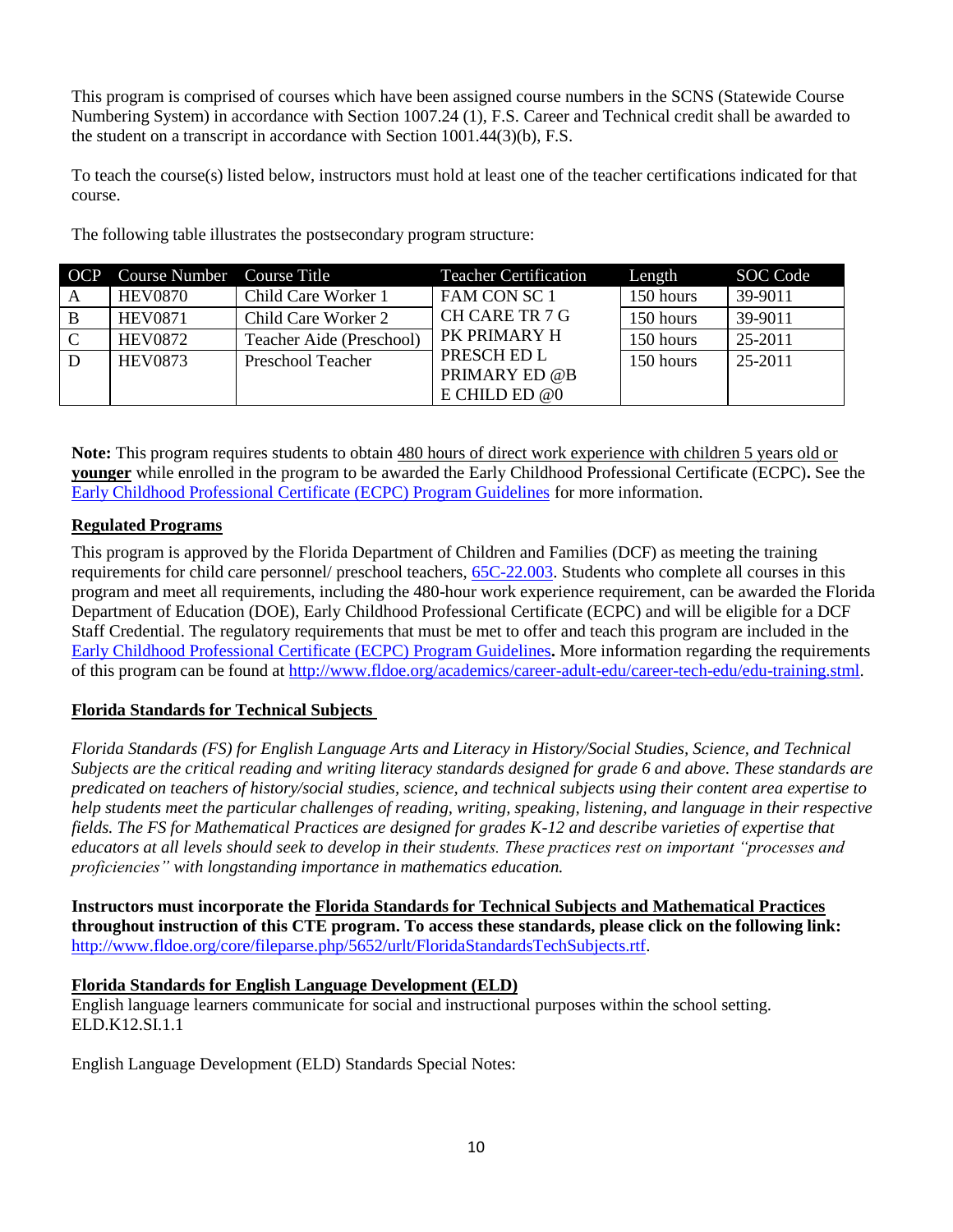This program is comprised of courses which have been assigned course numbers in the SCNS (Statewide Course Numbering System) in accordance with Section 1007.24 (1), F.S. Career and Technical credit shall be awarded to the student on a transcript in accordance with Section 1001.44(3)(b), F.S.

To teach the course(s) listed below, instructors must hold at least one of the teacher certifications indicated for that course.

The following table illustrates the postsecondary program structure:

| OCP | Course Number | Course Title | Teacher Certification | Length | SOC Code |
|---|---|---|---|---|---|
| A | HEV0870 | Child Care Worker 1 | FAM CON SC 1<br>CH CARE TR 7 G<br>PK PRIMARY H<br>PRESCH ED L<br>PRIMARY ED @B<br>E CHILD ED @0 | 150 hours | 39-9011 |
| B | HEV0871 | Child Care Worker 2 | | 150 hours | 39-9011 |
| C | HEV0872 | Teacher Aide (Preschool) | | 150 hours | 25-2011 |
| D | HEV0873 | Preschool Teacher | | 150 hours | 25-2011 |

**Note:** This program requires students to obtain 480 hours of direct work experience with children 5 years old or **younger** while enrolled in the program to be awarded the Early Childhood Professional Certificate (ECPC)**.** See the Early Childhood Professional Certificate (ECPC) Program Guidelines for more information.

## Regulated Programs

This program is approved by the Florida Department of Children and Families (DCF) as meeting the training requirements for child care personnel/ preschool teachers, 65C-22.003. Students who complete all courses in this program and meet all requirements, including the 480-hour work experience requirement, can be awarded the Florida Department of Education (DOE), Early Childhood Professional Certificate (ECPC) and will be eligible for a DCF Staff Credential. The regulatory requirements that must be met to offer and teach this program are included in the Early Childhood Professional Certificate (ECPC) Program Guidelines**.** More information regarding the requirements of this program can be found at http://www.fldoe.org/academics/career-adult-edu/career-tech-edu/edu-training.stml.

## Florida Standards for Technical Subjects

*Florida Standards (FS) for English Language Arts and Literacy in History/Social Studies, Science, and Technical Subjects are the critical reading and writing literacy standards designed for grade 6 and above. These standards are predicated on teachers of history/social studies, science, and technical subjects using their content area expertise to help students meet the particular challenges of reading, writing, speaking, listening, and language in their respective fields. The FS for Mathematical Practices are designed for grades K-12 and describe varieties of expertise that educators at all levels should seek to develop in their students. These practices rest on important "processes and proficiencies" with longstanding importance in mathematics education.*

**Instructors must incorporate the Florida Standards for Technical Subjects and Mathematical Practices throughout instruction of this CTE program. To access these standards, please click on the following link:** http://www.fldoe.org/core/fileparse.php/5652/urlt/FloridaStandardsTechSubjects.rtf.

## Florida Standards for English Language Development (ELD)

English language learners communicate for social and instructional purposes within the school setting. ELD.K12.SI.1.1

English Language Development (ELD) Standards Special Notes: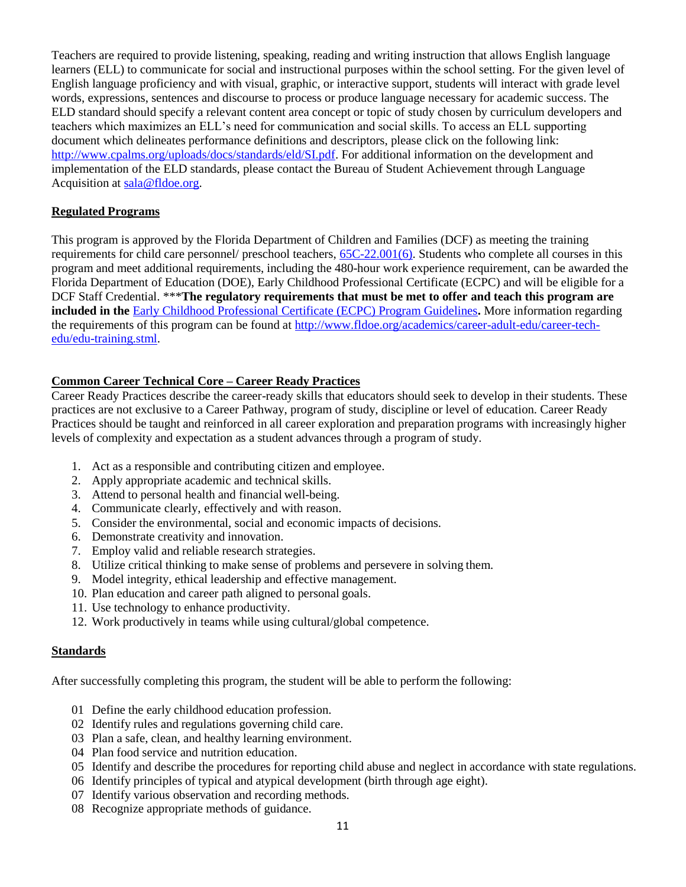Teachers are required to provide listening, speaking, reading and writing instruction that allows English language learners (ELL) to communicate for social and instructional purposes within the school setting. For the given level of English language proficiency and with visual, graphic, or interactive support, students will interact with grade level words, expressions, sentences and discourse to process or produce language necessary for academic success. The ELD standard should specify a relevant content area concept or topic of study chosen by curriculum developers and teachers which maximizes an ELL's need for communication and social skills. To access an ELL supporting document which delineates performance definitions and descriptors, please click on the following link: [http://www.cpalms.org/uploads/docs/standards/eld/SI.pdf](http://www.cpalms.org/uploads/docs/standards/eld/SI.pdf). For additional information on the development and implementation of the ELD standards, please contact the Bureau of Student Achievement through Language Acquisition at [sala@fldoe.org](mailto:sala@fldoe.org).

## Regulated Programs

This program is approved by the Florida Department of Children and Families (DCF) as meeting the training requirements for child care personnel/ preschool teachers, 65C-22.001(6). Students who complete all courses in this program and meet additional requirements, including the 480-hour work experience requirement, can be awarded the Florida Department of Education (DOE), Early Childhood Professional Certificate (ECPC) and will be eligible for a DCF Staff Credential. ***__The regulatory requirements that must be met to offer and teach this program are included in the__ Early Childhood Professional Certificate (ECPC) Program Guidelines__.__ More information regarding the requirements of this program can be found at [http://www.fldoe.org/academics/career-adult-edu/career-tech-edu/edu-training.stml](http://www.fldoe.org/academics/career-adult-edu/career-tech-edu/edu-training.stml).

## Common Career Technical Core – Career Ready Practices

Career Ready Practices describe the career-ready skills that educators should seek to develop in their students. These practices are not exclusive to a Career Pathway, program of study, discipline or level of education. Career Ready Practices should be taught and reinforced in all career exploration and preparation programs with increasingly higher levels of complexity and expectation as a student advances through a program of study.

1. Act as a responsible and contributing citizen and employee.
2. Apply appropriate academic and technical skills.
3. Attend to personal health and financial well-being.
4. Communicate clearly, effectively and with reason.
5. Consider the environmental, social and economic impacts of decisions.
6. Demonstrate creativity and innovation.
7. Employ valid and reliable research strategies.
8. Utilize critical thinking to make sense of problems and persevere in solving them.
9. Model integrity, ethical leadership and effective management.
10. Plan education and career path aligned to personal goals.
11. Use technology to enhance productivity.
12. Work productively in teams while using cultural/global competence.

## Standards

After successfully completing this program, the student will be able to perform the following:

01 Define the early childhood education profession.
02 Identify rules and regulations governing child care.
03 Plan a safe, clean, and healthy learning environment.
04 Plan food service and nutrition education.
05 Identify and describe the procedures for reporting child abuse and neglect in accordance with state regulations.
06 Identify principles of typical and atypical development (birth through age eight).
07 Identify various observation and recording methods.
08 Recognize appropriate methods of guidance.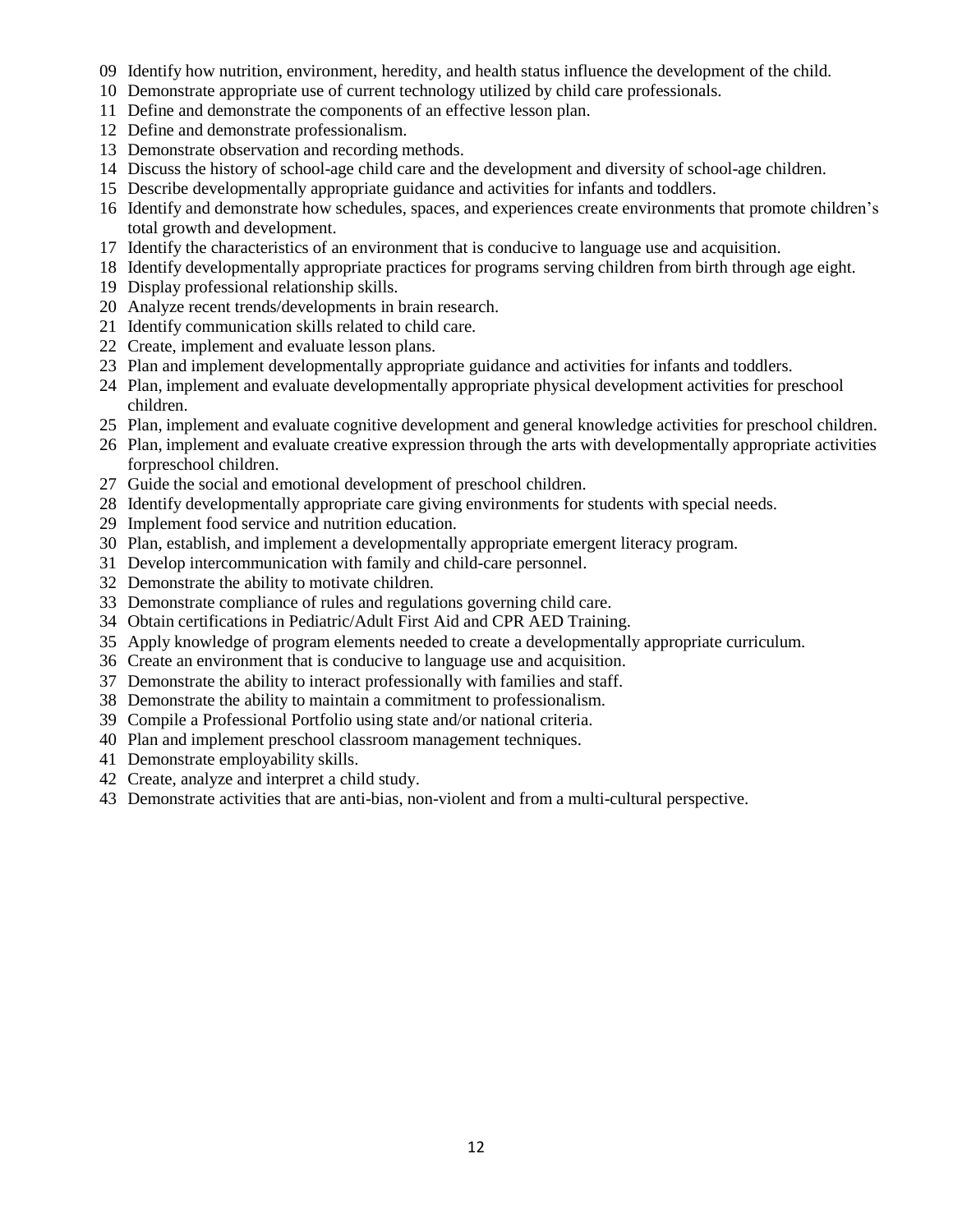09 Identify how nutrition, environment, heredity, and health status influence the development of the child.
10 Demonstrate appropriate use of current technology utilized by child care professionals.
11 Define and demonstrate the components of an effective lesson plan.
12 Define and demonstrate professionalism.
13 Demonstrate observation and recording methods.
14 Discuss the history of school-age child care and the development and diversity of school-age children.
15 Describe developmentally appropriate guidance and activities for infants and toddlers.
16 Identify and demonstrate how schedules, spaces, and experiences create environments that promote children's total growth and development.
17 Identify the characteristics of an environment that is conducive to language use and acquisition.
18 Identify developmentally appropriate practices for programs serving children from birth through age eight.
19 Display professional relationship skills.
20 Analyze recent trends/developments in brain research.
21 Identify communication skills related to child care.
22 Create, implement and evaluate lesson plans.
23 Plan and implement developmentally appropriate guidance and activities for infants and toddlers.
24 Plan, implement and evaluate developmentally appropriate physical development activities for preschool children.
25 Plan, implement and evaluate cognitive development and general knowledge activities for preschool children.
26 Plan, implement and evaluate creative expression through the arts with developmentally appropriate activities forpreschool children.
27 Guide the social and emotional development of preschool children.
28 Identify developmentally appropriate care giving environments for students with special needs.
29 Implement food service and nutrition education.
30 Plan, establish, and implement a developmentally appropriate emergent literacy program.
31 Develop intercommunication with family and child-care personnel.
32 Demonstrate the ability to motivate children.
33 Demonstrate compliance of rules and regulations governing child care.
34 Obtain certifications in Pediatric/Adult First Aid and CPR AED Training.
35 Apply knowledge of program elements needed to create a developmentally appropriate curriculum.
36 Create an environment that is conducive to language use and acquisition.
37 Demonstrate the ability to interact professionally with families and staff.
38 Demonstrate the ability to maintain a commitment to professionalism.
39 Compile a Professional Portfolio using state and/or national criteria.
40 Plan and implement preschool classroom management techniques.
41 Demonstrate employability skills.
42 Create, analyze and interpret a child study.
43 Demonstrate activities that are anti-bias, non-violent and from a multi-cultural perspective.